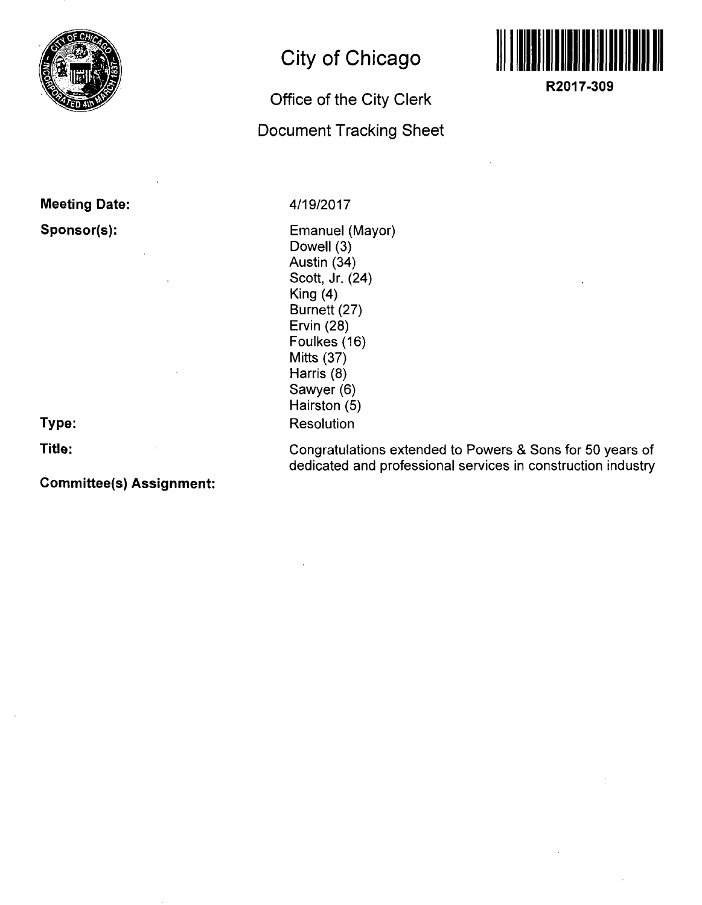# City of Chicago

## Office of the City Clerk

## Document Tracking Sheet

**R2017-309**

**Meeting Date:** 4/19/2017

**Sponsor(s):**
Emanuel (Mayor)
Dowell (3)
Austin (34)
Scott, Jr. (24)
King (4)
Burnett (27)
Ervin (28)
Foulkes (16)
Mitts (37)
Harris (8)
Sawyer (6)
Hairston (5)

**Type:** Resolution

**Title:** Congratulations extended to Powers & Sons for 50 years of dedicated and professional services in construction industry

**Committee(s) Assignment:**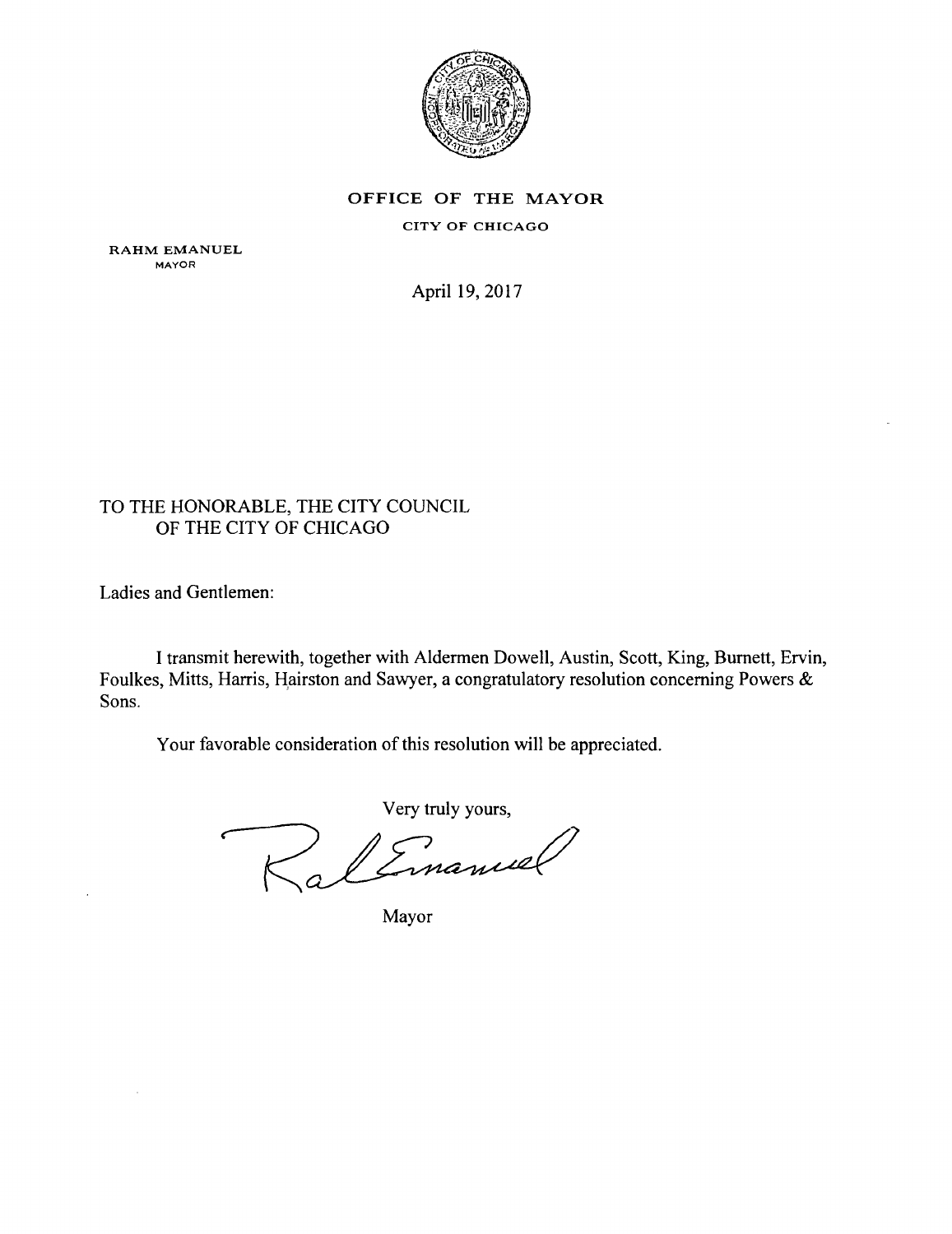**OFFICE OF THE MAYOR**

CITY OF CHICAGO

RAHM EMANUEL
MAYOR

April 19, 2017

TO THE HONORABLE, THE CITY COUNCIL
OF THE CITY OF CHICAGO

Ladies and Gentlemen:

I transmit herewith, together with Aldermen Dowell, Austin, Scott, King, Burnett, Ervin, Foulkes, Mitts, Harris, Hairston and Sawyer, a congratulatory resolution concerning Powers & Sons.

Your favorable consideration of this resolution will be appreciated.

Very truly yours,

Mayor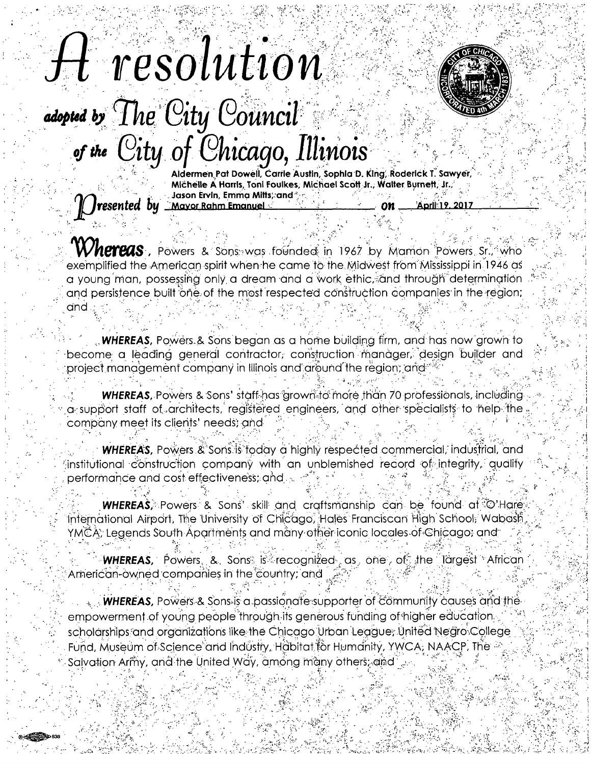# A resolution

## adopted by The City Council of the City of Chicago, Illinois

**Presented by** Aldermen Pat Dowell, Carrie Austin, Sophia D. King, Roderick T. Sawyer, Michelle A Harris, Toni Foulkes, Michael Scott Jr., Walter Burnett, Jr., Jason Ervin, Emma Mitts, and Mayor Rahm Emanuel **on** April 19, 2017

**Whereas**, Powers & Sons was founded in 1967 by Mamon Powers Sr., who exemplified the American spirit when he came to the Midwest from Mississippi in 1946 as a young man, possessing only a dream and a work ethic, and through determination and persistence built one of the most respected construction companies in the region; and

**WHEREAS,** Powers & Sons began as a home building firm, and has now grown to become a leading general contractor, construction manager, design builder and project management company in Illinois and around the region; and

**WHEREAS,** Powers & Sons' staff has grown to more than 70 professionals, including a support staff of architects, registered engineers, and other specialists to help the company meet its clients' needs; and

**WHEREAS,** Powers & Sons is today a highly respected commercial, industrial, and institutional construction company with an unblemished record of integrity, quality performance and cost effectiveness; and

**WHEREAS,** Powers & Sons' skill and craftsmanship can be found at O'Hare International Airport, The University of Chicago, Hales Franciscan High School, Wabash YMCA, Legends South Apartments and many other iconic locales of Chicago; and

**WHEREAS,** Powers & Sons is recognized as one of the largest African American-owned companies in the country; and

**WHEREAS,** Powers & Sons is a passionate supporter of community causes and the empowerment of young people through its generous funding of higher education scholarships and organizations like the Chicago Urban League, United Negro College Fund, Museum of Science and Industry, Habitat for Humanity, YWCA, NAACP, The Salvation Army, and the United Way, among many others; and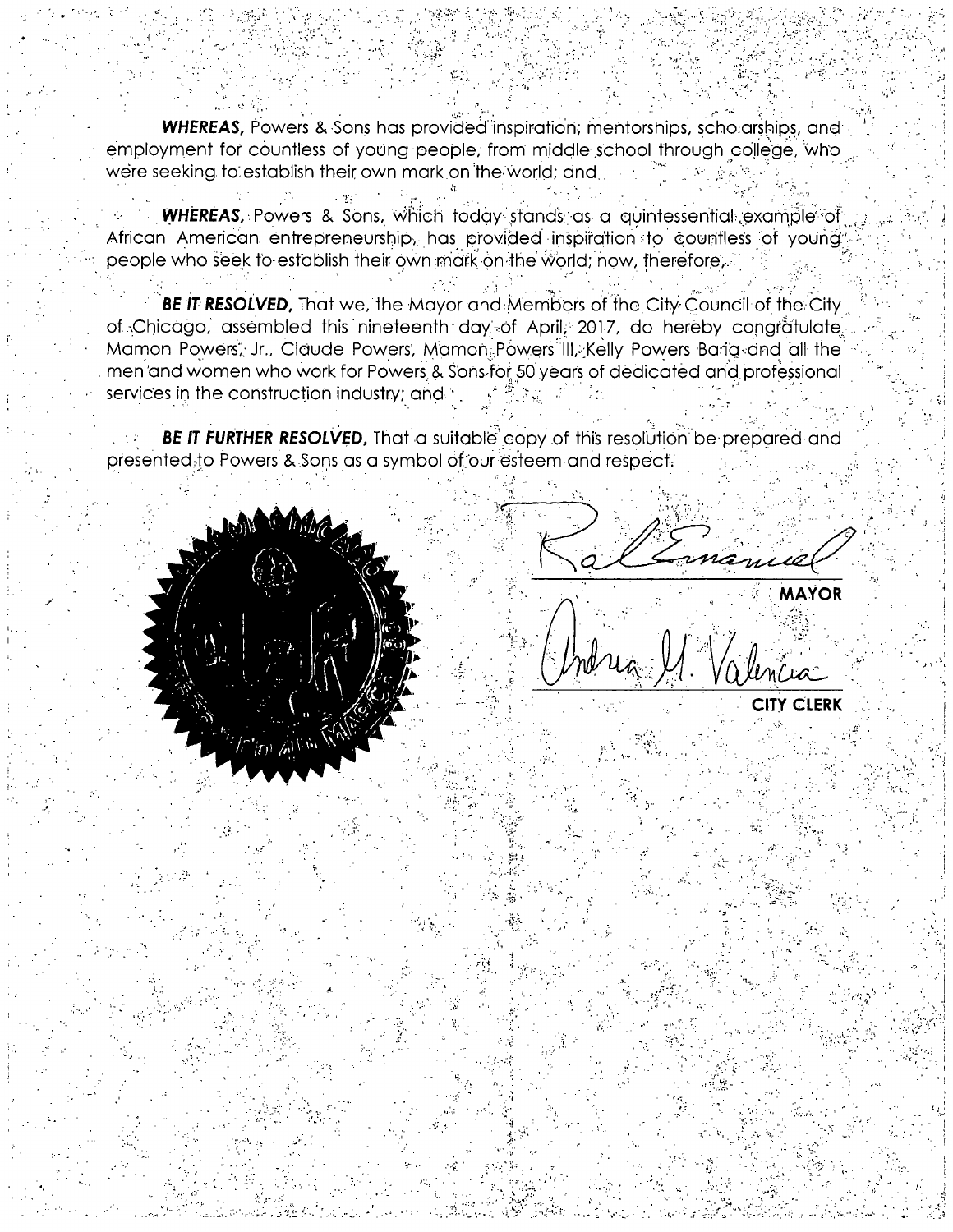***WHEREAS,*** Powers & Sons has provided inspiration, mentorships, scholarships, and employment for countless of young people, from middle school through college, who were seeking to establish their own mark on the world; and

***WHEREAS,*** Powers & Sons, which today stands as a quintessential example of African American entrepreneurship, has provided inspiration to countless of young people who seek to establish their own mark on the world; now, therefore,

***BE IT RESOLVED,*** That we, the Mayor and Members of the City Council of the City of Chicago, assembled this nineteenth day of April, 2017, do hereby congratulate Mamon Powers, Jr., Claude Powers, Mamon Powers III, Kelly Powers Baria and all the men and women who work for Powers & Sons for 50 years of dedicated and professional services in the construction industry; and

***BE IT FURTHER RESOLVED,*** That a suitable copy of this resolution be prepared and presented to Powers & Sons as a symbol of our esteem and respect.

**MAYOR**

**CITY CLERK**